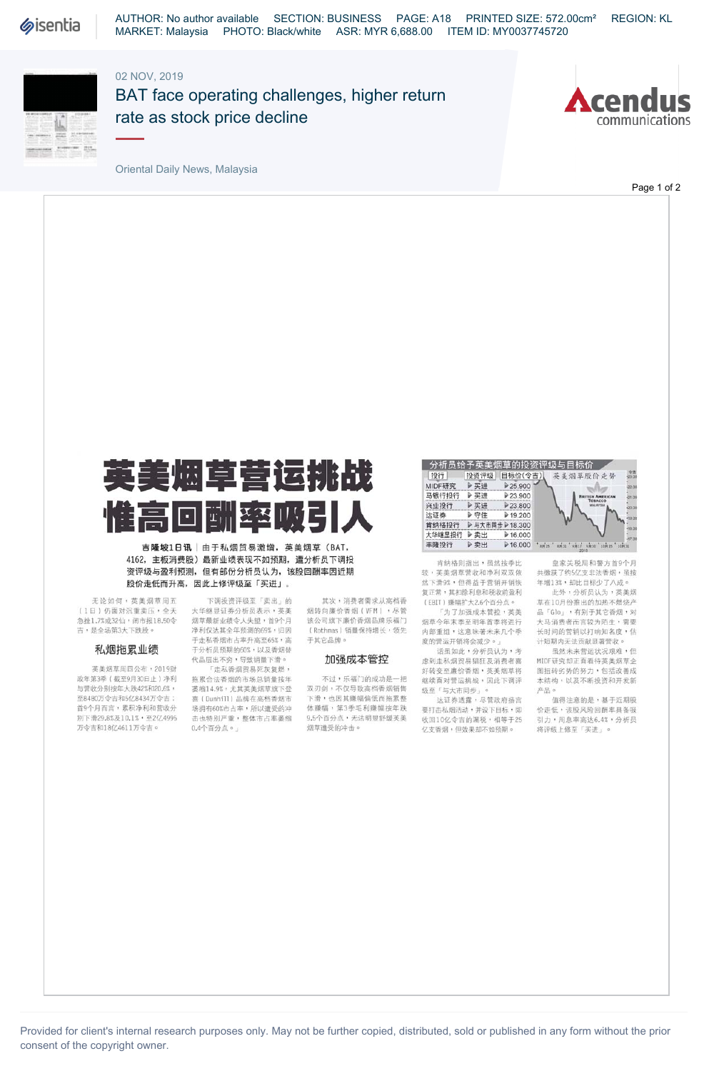02 NOV, 2019

# BAT face operating challenges, higher return rate as stock price decline

Oriental Daily News, Malaysia

# 英美烟草营运挑战 惟高回酬率吸引人

**吉隆坡1日讯｜由于私烟贸易激增，英美烟草（BAT，4162，主板消费股）最新业绩表现不如预期，遭分析员下调投资评级与盈利预测，但有部份分析员认为，该股回酬率因近期股价走低而升高，因此上修评级至「买进」。**

无论如何，英美烟草周五（1日）仍面对沉重卖压，全天急挫1.73或32仙，闭市报18.50令吉，是全场第3大下跌股。

## 私烟拖累业绩

英美烟草周四公布，2019财政年第3季（截至9月30日止）净利与营收分别按年大跌42%和20.6%，至8480万令吉和5亿8434万令吉；首9个月而言，累积净利和营收分别下滑29.8%及10.1%，至2亿4995万令吉和18亿4611万令吉。

下调投资评级至「卖出」的大华继显证券分析员表示，英美烟草最新业绩令人失望，首9个月净利仅达其全年预测的69%，归因于走私香烟市占率升高至65%，高于分析员预期的60%，以及香烟替代品层出不穷，导致销量下滑。

「走私香烟贸易死灰复燃，拖累合法香烟的市场总销量按年萎缩14.9%，尤其英美烟草旗下登喜（Dunhill）品牌在高档香烟市场拥有60%市占率，所以遭受的冲击也特别严重，整体市占率萎缩0.4个百分点。」

其次，消费者需求从高档香烟转向廉价香烟（VFM），尽管该公司旗下廉价香烟品牌乐福门（Rothmans）销量保持增长，领先于其它品牌。

## 加强成本管控

不过，乐福门的成功是一把双刃剑，不仅导致高档香烟销售下滑，也因其赚幅偏低而拖累整体赚幅，第3季毛利赚幅按年跌9.5个百分点，无法明显舒缓英美烟草遭受的冲击。

| 分析员给予英美烟草的投资评级与目标价 | | |
|---|---|---|
| 投行 | 投资评级 | 目标价(令吉) |
| MIDF研究 | 买进 | 25.900 |
| 马银行投行 | 买进 | 23.900 |
| 兴业投行 | 买进 | 23.800 |
| 达证券 | 守住 | 19.200 |
| 肯纳格投行 | 与大市同步 | 18.300 |
| 大华继显投行 | 卖出 | 16.000 |
| 丰隆投行 | 卖出 | 16.000 |

英美烟草股价走势

肯纳格则指出，虽然按季比较，英美烟草营收和净利双双依然下滑9%，但得益于营销开销恢复正常，其扣除利息和税收前盈利（EBIT）赚幅扩大2.6个百分点。

「为了加强成本管控，英美烟草今年末季至明年首季将进行内部重组，这意味着未来几个季度的营运开销将会减少。」

话虽如此，分析员认为，考虑到走私烟贸易猖狂及消费者喜好转变至廉价香烟，英美烟草将继续面对营运挑战，因此下调评级至「与大市同步」。

达证券透露，尽管政府将会要打击私烟活动，并设下目标，即收回10亿令吉的漏税，但至今25亿支香烟，但效果却不如预期。

皇家关税局和警方首9个月共缴获了约5亿支非法香烟，虽按年增13%，却比目标少了八成。

此外，分析员认为，英美烟草在10月份推出的加热不燃烧产品「Glo」，有别于其它香烟，对大马消费者而言较为陌生，需要长时间的营销以打响知名度，估计短期内无法贡献显著营收。

虽然未来营运状况艰难，但MIDF研究正面看待英美烟草企图扭转劣势的努力，包括改善成本结构，以及不断投资和开发新产品。

值得注意的是，基于近期股价走低，该股风险回酬率具备吸引力，周息率高达6.4%，分析员将评级上修至「买进」。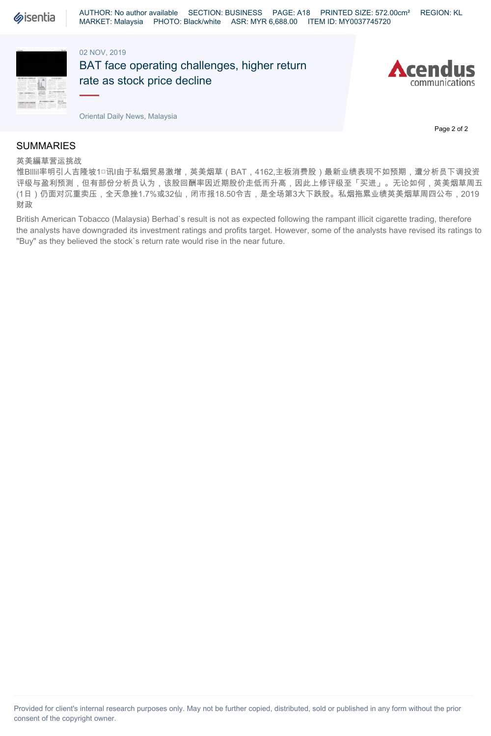AUTHOR: No author available SECTION: BUSINESS PAGE: A18 PRINTED SIZE: 572.00cm² REGION: KL MARKET: Malaysia PHOTO: Black/white ASR: MYR 6,688.00 ITEM ID: MY0037745720

02 NOV, 2019

# BAT face operating challenges, higher return rate as stock price decline

Oriental Daily News, Malaysia

## SUMMARIES

英美編草营运挑战
惟Blllil率明引人吉隆坡1□讯l由于私烟贸易激增，英美烟草（BAT，4162,主板消费股）最新业绩表现不如预期，遭分析员下调投资评级与盈利预测，但有部份分析员认为，该股回酬率因近期股价走低而升高，因此上修评级至「买进」。无论如何，英美烟草周五(1日）仍面对沉重卖压，全天急挫1.7%或32仙，闭市报18.50令吉，是全场第3大下跌股。私烟拖累业绩英美烟草周四公布，2019财政

British American Tobacco (Malaysia) Berhad`s result is not as expected following the rampant illicit cigarette trading, therefore the analysts have downgraded its investment ratings and profits target. However, some of the analysts have revised its ratings to "Buy" as they believed the stock`s return rate would rise in the near future.

Provided for client's internal research purposes only. May not be further copied, distributed, sold or published in any form without the prior consent of the copyright owner.